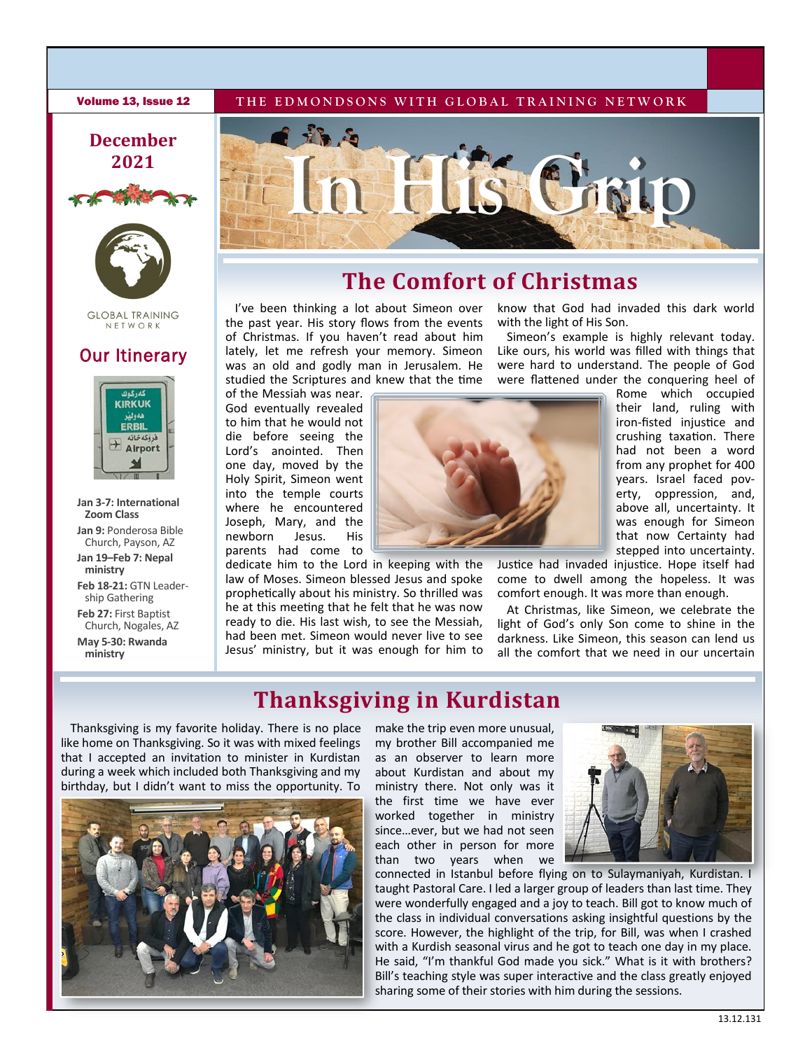Volume 13, Issue 12

THE EDMONDSONS WITH GLOBAL TRAINING NETWORK

# In His Grip

**December 2021**

GLOBAL TRAINING NETWORK

## Our Itinerary

**Jan 3-7: International Zoom Class**

**Jan 9:** Ponderosa Bible Church, Payson, AZ

**Jan 19–Feb 7: Nepal ministry**

**Feb 18-21:** GTN Leadership Gathering

**Feb 27:** First Baptist Church, Nogales, AZ

**May 5-30: Rwanda ministry**

## The Comfort of Christmas

I've been thinking a lot about Simeon over the past year. His story flows from the events of Christmas. If you haven't read about him lately, let me refresh your memory. Simeon was an old and godly man in Jerusalem. He studied the Scriptures and knew that the time of the Messiah was near. God eventually revealed to him that he would not die before seeing the Lord's anointed. Then one day, moved by the Holy Spirit, Simeon went into the temple courts where he encountered Joseph, Mary, and the newborn Jesus. His parents had come to dedicate him to the Lord in keeping with the law of Moses. Simeon blessed Jesus and spoke prophetically about his ministry. So thrilled was he at this meeting that he felt that he was now ready to die. His last wish, to see the Messiah, had been met. Simeon would never live to see Jesus' ministry, but it was enough for him to know that God had invaded this dark world with the light of His Son.

Simeon's example is highly relevant today. Like ours, his world was filled with things that were hard to understand. The people of God were flattened under the conquering heel of Rome which occupied their land, ruling with iron-fisted injustice and crushing taxation. There had not been a word from any prophet for 400 years. Israel faced poverty, oppression, and, above all, uncertainty. It was enough for Simeon that now Certainty had stepped into uncertainty. Justice had invaded injustice. Hope itself had come to dwell among the hopeless. It was comfort enough. It was more than enough.

At Christmas, like Simeon, we celebrate the light of God's only Son come to shine in the darkness. Like Simeon, this season can lend us all the comfort that we need in our uncertain

## Thanksgiving in Kurdistan

Thanksgiving is my favorite holiday. There is no place like home on Thanksgiving. So it was with mixed feelings that I accepted an invitation to minister in Kurdistan during a week which included both Thanksgiving and my birthday, but I didn't want to miss the opportunity. To make the trip even more unusual, my brother Bill accompanied me as an observer to learn more about Kurdistan and about my ministry there. Not only was it the first time we have ever worked together in ministry since…ever, but we had not seen each other in person for more than two years when we connected in Istanbul before flying on to Sulaymaniyah, Kurdistan. I taught Pastoral Care. I led a larger group of leaders than last time. They were wonderfully engaged and a joy to teach. Bill got to know much of the class in individual conversations asking insightful questions by the score. However, the highlight of the trip, for Bill, was when I crashed with a Kurdish seasonal virus and he got to teach one day in my place. He said, "I'm thankful God made you sick." What is it with brothers? Bill's teaching style was super interactive and the class greatly enjoyed sharing some of their stories with him during the sessions.

13.12.131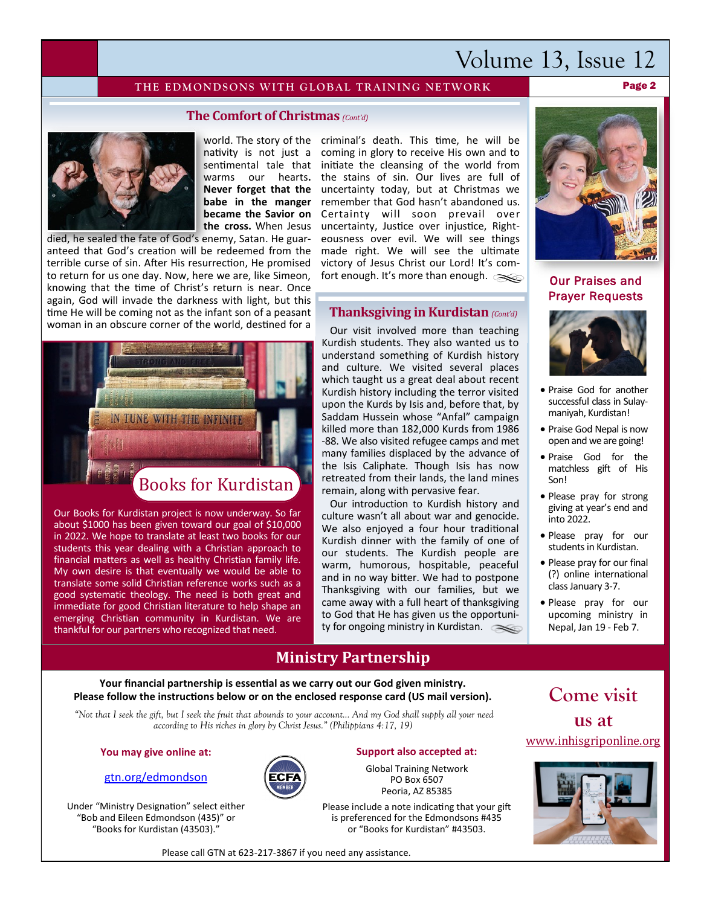## The Comfort of Christmas *(Cont'd)*

world. The story of the nativity is not just a sentimental tale that warms our hearts. **Never forget that the babe in the manger became the Savior on the cross.** When Jesus died, he sealed the fate of God's enemy, Satan. He guaranteed that God's creation will be redeemed from the terrible curse of sin. After His resurrection, He promised to return for us one day. Now, here we are, like Simeon, knowing that the time of Christ's return is near. Once again, God will invade the darkness with light, but this time He will be coming not as the infant son of a peasant woman in an obscure corner of the world, destined for a criminal's death. This time, he will be coming in glory to receive His own and to initiate the cleansing of the world from the stains of sin. Our lives are full of uncertainty today, but at Christmas we remember that God hasn't abandoned us. Certainty will soon prevail over uncertainty, Justice over injustice, Righteousness over evil. We will see things made right. We will see the ultimate victory of Jesus Christ our Lord! It's comfort enough. It's more than enough.

## Books for Kurdistan

Our Books for Kurdistan project is now underway. So far about $1000 has been given toward our goal of $10,000 in 2022. We hope to translate at least two books for our students this year dealing with a Christian approach to financial matters as well as healthy Christian family life. My own desire is that eventually we would be able to translate some solid Christian reference works such as a good systematic theology. The need is both great and immediate for good Christian literature to help shape an emerging Christian community in Kurdistan. We are thankful for our partners who recognized that need.

## Thanksgiving in Kurdistan *(Cont'd)*

Our visit involved more than teaching Kurdish students. They also wanted us to understand something of Kurdish history and culture. We visited several places which taught us a great deal about recent Kurdish history including the terror visited upon the Kurds by Isis and, before that, by Saddam Hussein whose "Anfal" campaign killed more than 182,000 Kurds from 1986-88. We also visited refugee camps and met many families displaced by the advance of the Isis Caliphate. Though Isis has now retreated from their lands, the land mines remain, along with pervasive fear.

Our introduction to Kurdish history and culture wasn't all about war and genocide. We also enjoyed a four hour traditional Kurdish dinner with the family of one of our students. The Kurdish people are warm, humorous, hospitable, peaceful and in no way bitter. We had to postpone Thanksgiving with our families, but we came away with a full heart of thanksgiving to God that He has given us the opportunity for ongoing ministry in Kurdistan.

## Our Praises and Prayer Requests

- Praise God for another successful class in Sulaymaniyah, Kurdistan!
- Praise God Nepal is now open and we are going!
- Praise God for the matchless gift of His Son!
- Please pray for strong giving at year's end and into 2022.
- Please pray for our students in Kurdistan.
- Please pray for our final (?) online international class January 3-7.
- Please pray for our upcoming ministry in Nepal, Jan 19 - Feb 7.

## Ministry Partnership

**Your financial partnership is essential as we carry out our God given ministry. Please follow the instructions below or on the enclosed response card (US mail version).**

*"Not that I seek the gift, but I seek the fruit that abounds to your account... And my God shall supply all your need according to His riches in glory by Christ Jesus." (Philippians 4:17, 19)*

**You may give online at:**

gtn.org/edmondson

Under "Ministry Designation" select either "Bob and Eileen Edmondson (435)" or "Books for Kurdistan (43503)."

**Support also accepted at:**

Global Training Network
PO Box 6507
Peoria, AZ 85385

Please include a note indicating that your gift is preferenced for the Edmondsons #435 or "Books for Kurdistan" #43503.

Please call GTN at 623-217-3867 if you need any assistance.

## Come visit us at

www.inhisgriponline.org